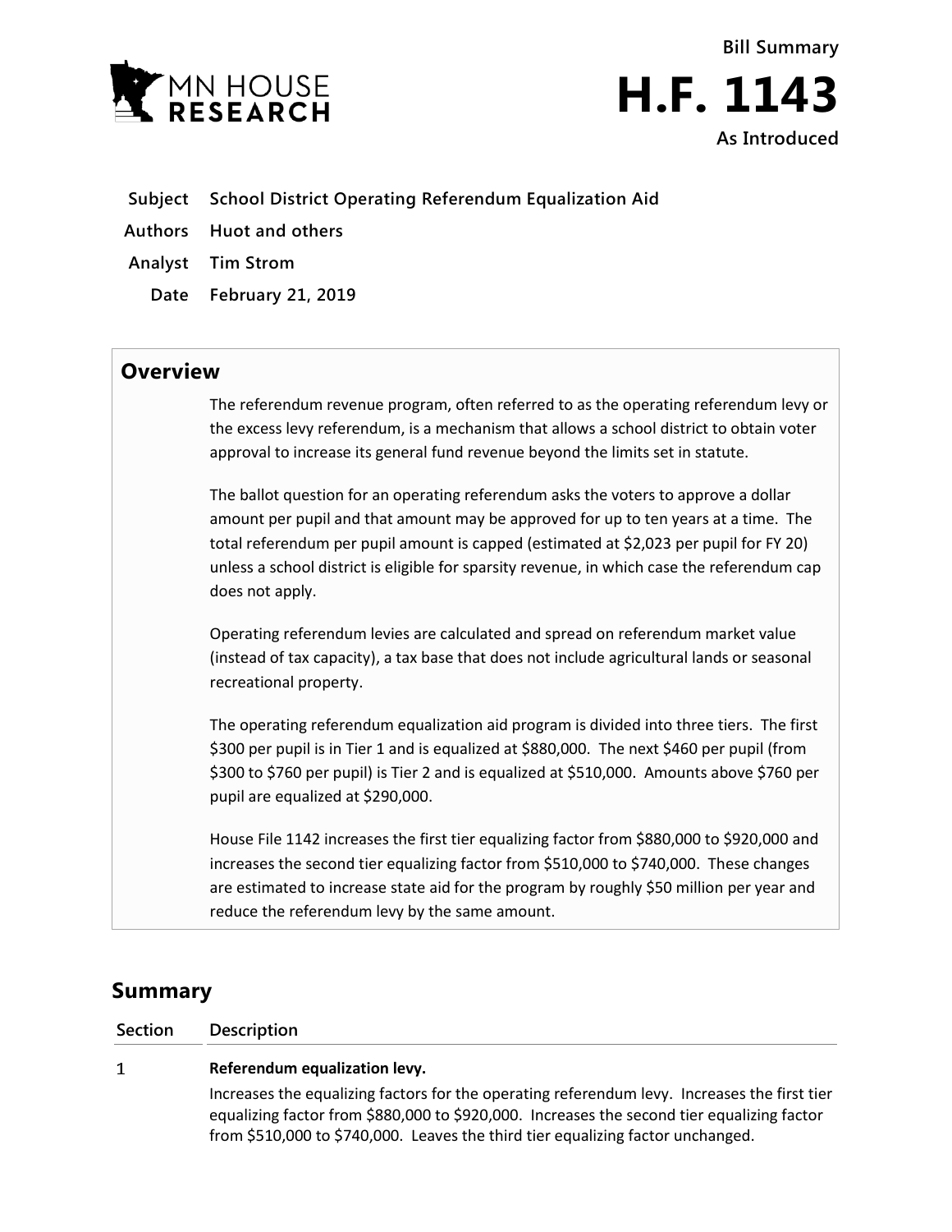MN HOUSE RESEARCH

Bill Summary

# H.F. 1143

As Introduced

| | |
|---|---|
| **Subject** | **School District Operating Referendum Equalization Aid** |
| **Authors** | **Huot and others** |
| **Analyst** | **Tim Strom** |
| **Date** | **February 21, 2019** |

## Overview

The referendum revenue program, often referred to as the operating referendum levy or the excess levy referendum, is a mechanism that allows a school district to obtain voter approval to increase its general fund revenue beyond the limits set in statute.

The ballot question for an operating referendum asks the voters to approve a dollar amount per pupil and that amount may be approved for up to ten years at a time. The total referendum per pupil amount is capped (estimated at $2,023 per pupil for FY 20) unless a school district is eligible for sparsity revenue, in which case the referendum cap does not apply.

Operating referendum levies are calculated and spread on referendum market value (instead of tax capacity), a tax base that does not include agricultural lands or seasonal recreational property.

The operating referendum equalization aid program is divided into three tiers. The first $300 per pupil is in Tier 1 and is equalized at $880,000. The next $460 per pupil (from $300 to $760 per pupil) is Tier 2 and is equalized at $510,000. Amounts above $760 per pupil are equalized at $290,000.

House File 1142 increases the first tier equalizing factor from $880,000 to $920,000 and increases the second tier equalizing factor from $510,000 to $740,000. These changes are estimated to increase state aid for the program by roughly $50 million per year and reduce the referendum levy by the same amount.

## Summary

| Section | Description |
|---|---|
| 1 | **Referendum equalization levy.**<br>Increases the equalizing factors for the operating referendum levy. Increases the first tier equalizing factor from $880,000 to $920,000. Increases the second tier equalizing factor from $510,000 to $740,000. Leaves the third tier equalizing factor unchanged. |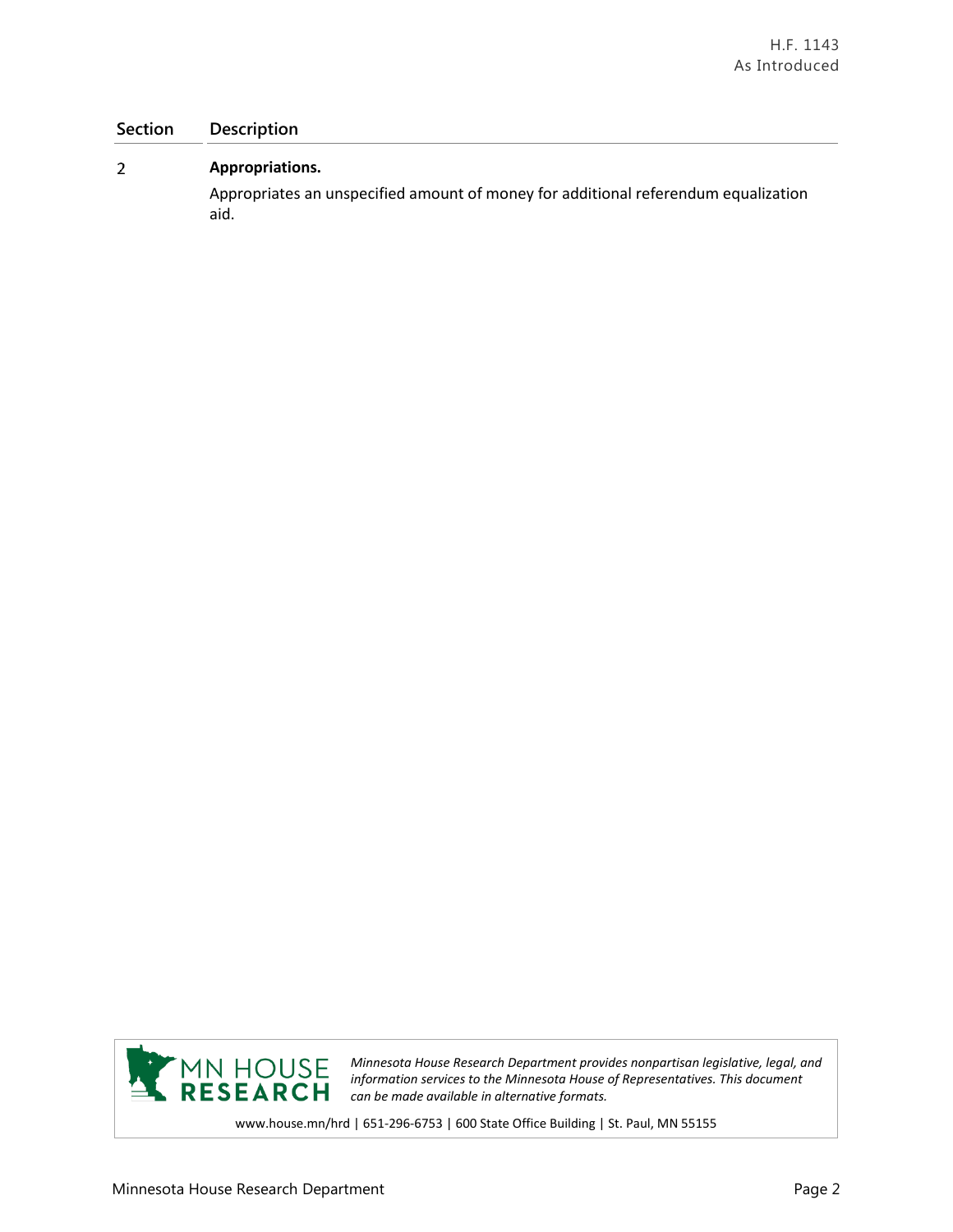| Section | Description |
| --- | --- |
| 2 | **Appropriations.** Appropriates an unspecified amount of money for additional referendum equalization aid. |

*Minnesota House Research Department provides nonpartisan legislative, legal, and information services to the Minnesota House of Representatives. This document can be made available in alternative formats.*

www.house.mn/hrd | 651-296-6753 | 600 State Office Building | St. Paul, MN 55155